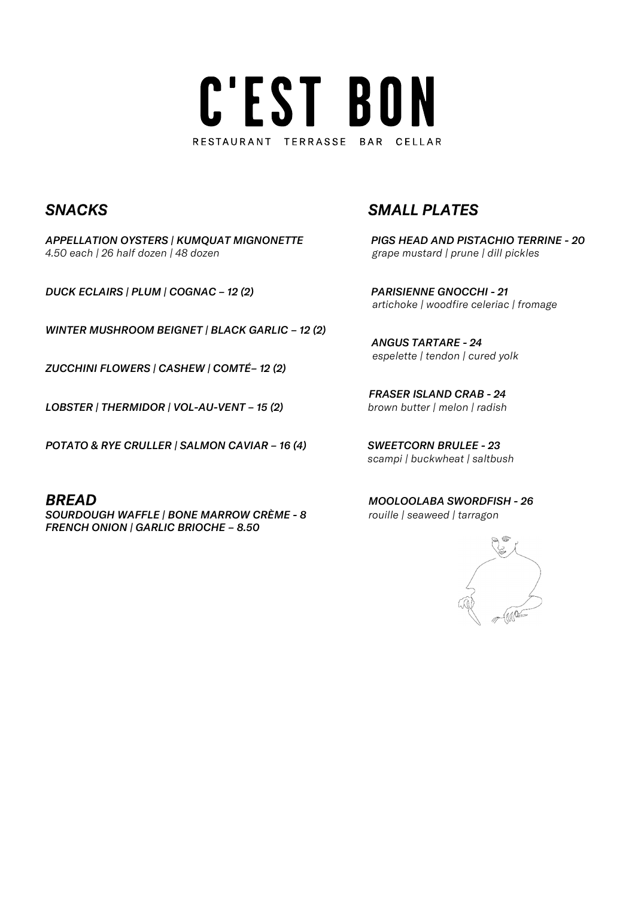# C'EST BON

RESTAURANT TERRASSE BAR CELLAR

## *SNACKS*

***APPELLATION OYSTERS | KUMQUAT MIGNONETTE***
*4.50 each | 26 half dozen | 48 dozen*

***DUCK ECLAIRS | PLUM | COGNAC – 12 (2)***

***WINTER MUSHROOM BEIGNET | BLACK GARLIC – 12 (2)***

***ZUCCHINI FLOWERS | CASHEW | COMTÉ– 12 (2)***

***LOBSTER | THERMIDOR | VOL-AU-VENT – 15 (2)***

***POTATO & RYE CRULLER | SALMON CAVIAR – 16 (4)***

## *BREAD*

***SOURDOUGH WAFFLE | BONE MARROW CRÈME - 8***
***FRENCH ONION | GARLIC BRIOCHE – 8.50***

## *SMALL PLATES*

***PIGS HEAD AND PISTACHIO TERRINE - 20***
*grape mustard | prune | dill pickles*

***PARISIENNE GNOCCHI - 21***
*artichoke | woodfire celeriac | fromage*

***ANGUS TARTARE - 24***
*espelette | tendon | cured yolk*

***FRASER ISLAND CRAB - 24***
*brown butter | melon | radish*

***SWEETCORN BRULEE - 23***
*scampi | buckwheat | saltbush*

***MOOLOOLABA SWORDFISH - 26***
*rouille | seaweed | tarragon*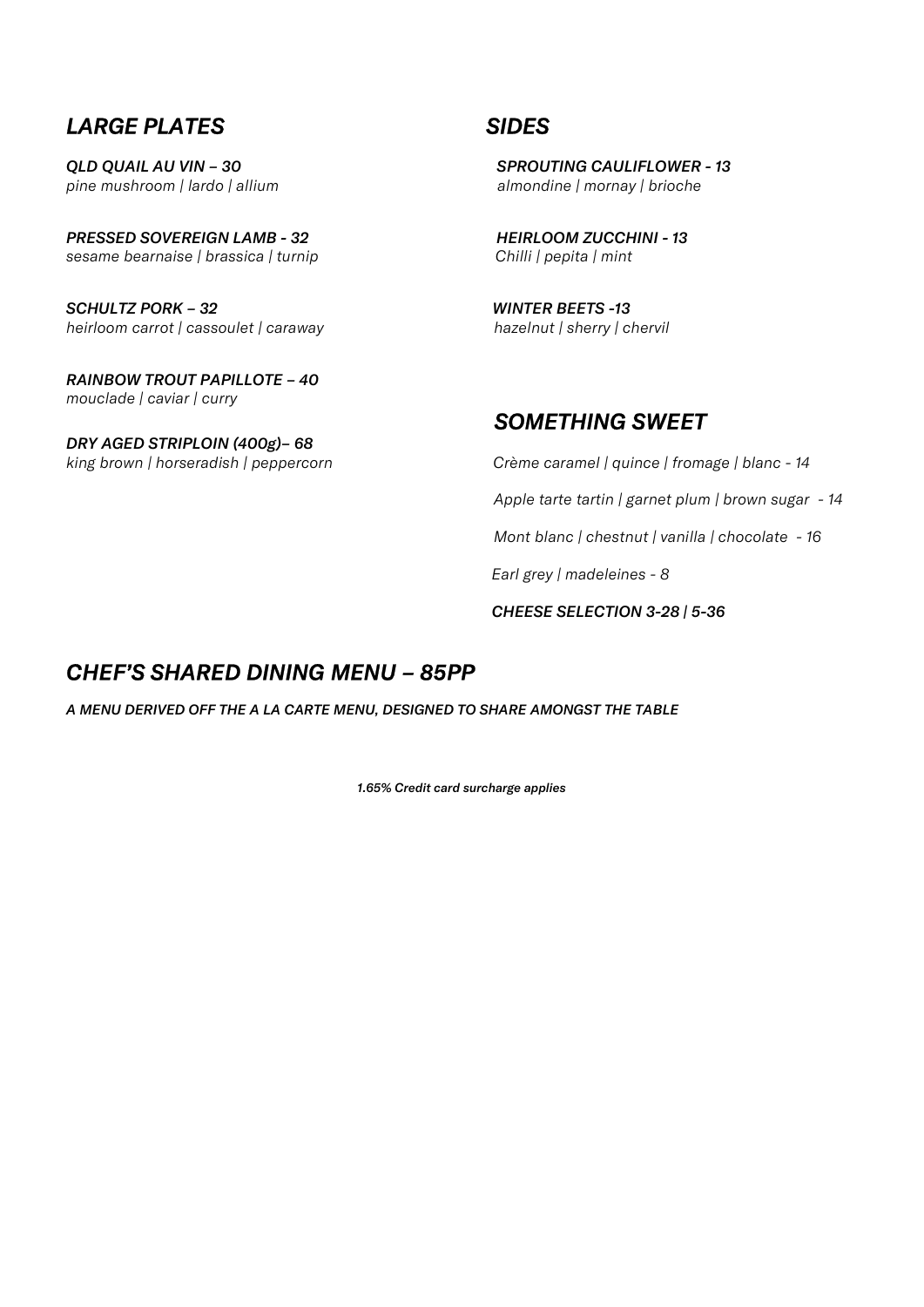## *LARGE PLATES*

***QLD QUAIL AU VIN – 30***
*pine mushroom | lardo | allium*

***PRESSED SOVEREIGN LAMB - 32***
*sesame bearnaise | brassica | turnip*

***SCHULTZ PORK – 32***
*heirloom carrot | cassoulet | caraway*

***RAINBOW TROUT PAPILLOTE – 40***
*mouclade | caviar | curry*

***DRY AGED STRIPLOIN (400g)– 68***
*king brown | horseradish | peppercorn*

## *SIDES*

***SPROUTING CAULIFLOWER - 13***
*almondine | mornay | brioche*

***HEIRLOOM ZUCCHINI - 13***
*Chilli | pepita | mint*

***WINTER BEETS -13***
*hazelnut | sherry | chervil*

## *SOMETHING SWEET*

*Crème caramel | quince | fromage | blanc - 14*

*Apple tarte tartin | garnet plum | brown sugar - 14*

*Mont blanc | chestnut | vanilla | chocolate - 16*

*Earl grey | madeleines - 8*

***CHEESE SELECTION 3-28 | 5-36***

## *CHEF'S SHARED DINING MENU – 85PP*

***A MENU DERIVED OFF THE A LA CARTE MENU, DESIGNED TO SHARE AMONGST THE TABLE***

***1.65% Credit card surcharge applies***